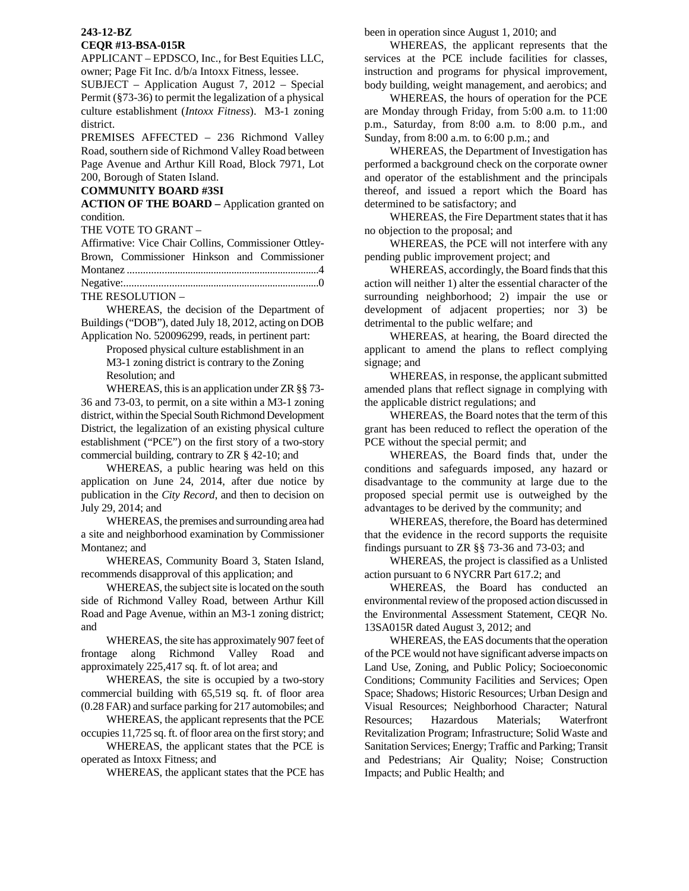**243-12-BZ**

**CEQR #13-BSA-015R**

APPLICANT – EPDSCO, Inc., for Best Equities LLC, owner; Page Fit Inc. d/b/a Intoxx Fitness, lessee.

SUBJECT – Application August 7, 2012 – Special Permit (§73-36) to permit the legalization of a physical culture establishment (*Intoxx Fitness*). M3-1 zoning district.

PREMISES AFFECTED – 236 Richmond Valley Road, southern side of Richmond Valley Road between Page Avenue and Arthur Kill Road, Block 7971, Lot 200, Borough of Staten Island.

**COMMUNITY BOARD #3SI**

**ACTION OF THE BOARD –** Application granted on condition.

THE VOTE TO GRANT –

Affirmative: Vice Chair Collins, Commissioner Ottley-Brown, Commissioner Hinkson and Commissioner Montanez ........................................................................4

Negative:..........................................................................0

THE RESOLUTION –

WHEREAS, the decision of the Department of Buildings ("DOB"), dated July 18, 2012, acting on DOB Application No. 520096299, reads, in pertinent part:

> Proposed physical culture establishment in an M3-1 zoning district is contrary to the Zoning Resolution; and

WHEREAS, this is an application under ZR §§ 73-36 and 73-03, to permit, on a site within a M3-1 zoning district, within the Special South Richmond Development District, the legalization of an existing physical culture establishment ("PCE") on the first story of a two-story commercial building, contrary to ZR § 42-10; and

WHEREAS, a public hearing was held on this application on June 24, 2014, after due notice by publication in the *City Record*, and then to decision on July 29, 2014; and

WHEREAS, the premises and surrounding area had a site and neighborhood examination by Commissioner Montanez; and

WHEREAS, Community Board 3, Staten Island, recommends disapproval of this application; and

WHEREAS, the subject site is located on the south side of Richmond Valley Road, between Arthur Kill Road and Page Avenue, within an M3-1 zoning district; and

WHEREAS, the site has approximately 907 feet of frontage along Richmond Valley Road and approximately 225,417 sq. ft. of lot area; and

WHEREAS, the site is occupied by a two-story commercial building with 65,519 sq. ft. of floor area (0.28 FAR) and surface parking for 217 automobiles; and

WHEREAS, the applicant represents that the PCE occupies 11,725 sq. ft. of floor area on the first story; and

WHEREAS, the applicant states that the PCE is operated as Intoxx Fitness; and

WHEREAS, the applicant states that the PCE has been in operation since August 1, 2010; and

WHEREAS, the applicant represents that the services at the PCE include facilities for classes, instruction and programs for physical improvement, body building, weight management, and aerobics; and

WHEREAS, the hours of operation for the PCE are Monday through Friday, from 5:00 a.m. to 11:00 p.m., Saturday, from 8:00 a.m. to 8:00 p.m., and Sunday, from 8:00 a.m. to 6:00 p.m.; and

WHEREAS, the Department of Investigation has performed a background check on the corporate owner and operator of the establishment and the principals thereof, and issued a report which the Board has determined to be satisfactory; and

WHEREAS, the Fire Department states that it has no objection to the proposal; and

WHEREAS, the PCE will not interfere with any pending public improvement project; and

WHEREAS, accordingly, the Board finds that this action will neither 1) alter the essential character of the surrounding neighborhood; 2) impair the use or development of adjacent properties; nor 3) be detrimental to the public welfare; and

WHEREAS, at hearing, the Board directed the applicant to amend the plans to reflect complying signage; and

WHEREAS, in response, the applicant submitted amended plans that reflect signage in complying with the applicable district regulations; and

WHEREAS, the Board notes that the term of this grant has been reduced to reflect the operation of the PCE without the special permit; and

WHEREAS, the Board finds that, under the conditions and safeguards imposed, any hazard or disadvantage to the community at large due to the proposed special permit use is outweighed by the advantages to be derived by the community; and

WHEREAS, therefore, the Board has determined that the evidence in the record supports the requisite findings pursuant to ZR §§ 73-36 and 73-03; and

WHEREAS, the project is classified as a Unlisted action pursuant to 6 NYCRR Part 617.2; and

WHEREAS, the Board has conducted an environmental review of the proposed action discussed in the Environmental Assessment Statement, CEQR No. 13SA015R dated August 3, 2012; and

WHEREAS, the EAS documents that the operation of the PCE would not have significant adverse impacts on Land Use, Zoning, and Public Policy; Socioeconomic Conditions; Community Facilities and Services; Open Space; Shadows; Historic Resources; Urban Design and Visual Resources; Neighborhood Character; Natural Resources; Hazardous Materials; Waterfront Revitalization Program; Infrastructure; Solid Waste and Sanitation Services; Energy; Traffic and Parking; Transit and Pedestrians; Air Quality; Noise; Construction Impacts; and Public Health; and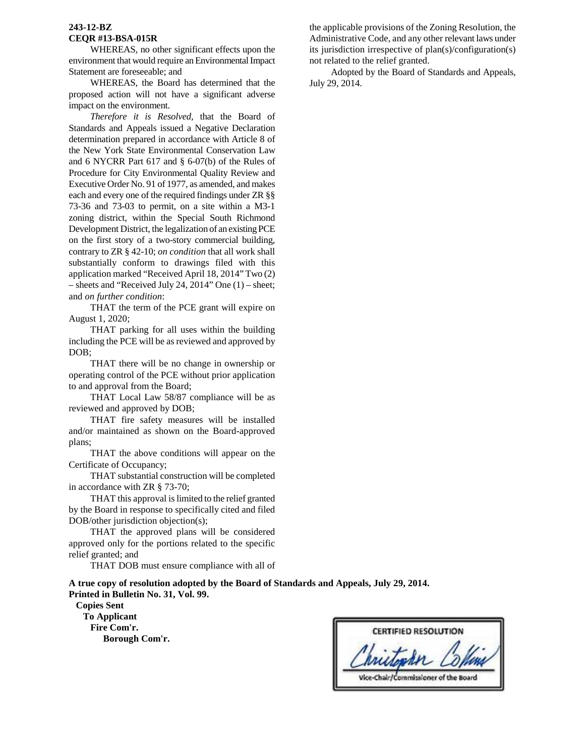**243-12-BZ**
**CEQR #13-BSA-015R**

WHEREAS, no other significant effects upon the environment that would require an Environmental Impact Statement are foreseeable; and

WHEREAS, the Board has determined that the proposed action will not have a significant adverse impact on the environment.

*Therefore it is Resolved*, that the Board of Standards and Appeals issued a Negative Declaration determination prepared in accordance with Article 8 of the New York State Environmental Conservation Law and 6 NYCRR Part 617 and § 6-07(b) of the Rules of Procedure for City Environmental Quality Review and Executive Order No. 91 of 1977, as amended, and makes each and every one of the required findings under ZR §§ 73-36 and 73-03 to permit, on a site within a M3-1 zoning district, within the Special South Richmond Development District, the legalization of an existing PCE on the first story of a two-story commercial building, contrary to ZR § 42-10; *on condition* that all work shall substantially conform to drawings filed with this application marked "Received April 18, 2014" Two (2) – sheets and "Received July 24, 2014" One (1) – sheet; and *on further condition*:

THAT the term of the PCE grant will expire on August 1, 2020;

THAT parking for all uses within the building including the PCE will be as reviewed and approved by DOB;

THAT there will be no change in ownership or operating control of the PCE without prior application to and approval from the Board;

THAT Local Law 58/87 compliance will be as reviewed and approved by DOB;

THAT fire safety measures will be installed and/or maintained as shown on the Board-approved plans;

THAT the above conditions will appear on the Certificate of Occupancy;

THAT substantial construction will be completed in accordance with ZR § 73-70;

THAT this approval is limited to the relief granted by the Board in response to specifically cited and filed DOB/other jurisdiction objection(s);

THAT the approved plans will be considered approved only for the portions related to the specific relief granted; and

THAT DOB must ensure compliance with all of the applicable provisions of the Zoning Resolution, the Administrative Code, and any other relevant laws under its jurisdiction irrespective of plan(s)/configuration(s) not related to the relief granted.

Adopted by the Board of Standards and Appeals, July 29, 2014.

**A true copy of resolution adopted by the Board of Standards and Appeals, July 29, 2014.**
**Printed in Bulletin No. 31, Vol. 99.**

**Copies Sent**
**To Applicant**
**Fire Com'r.**
**Borough Com'r.**

CERTIFIED RESOLUTION

Christopher Collins

Vice-Chair/Commissioner of the Board